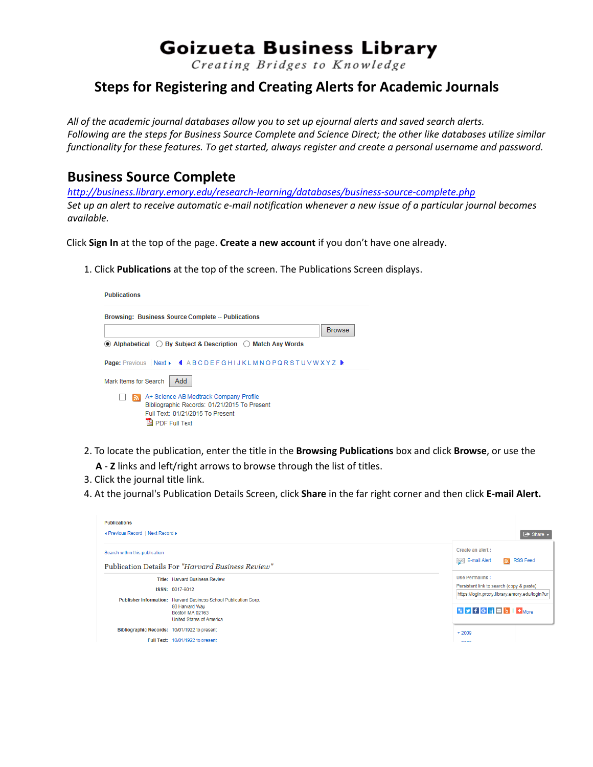# Goizueta Business Library

*Creating Bridges to Knowledge*

## Steps for Registering and Creating Alerts for Academic Journals

*All of the academic journal databases allow you to set up ejournal alerts and saved search alerts. Following are the steps for Business Source Complete and Science Direct; the other like databases utilize similar functionality for these features. To get started, always register and create a personal username and password.*

## Business Source Complete

*http://business.library.emory.edu/research-learning/databases/business-source-complete.php*

*Set up an alert to receive automatic e-mail notification whenever a new issue of a particular journal becomes available.*

Click **Sign In** at the top of the page. **Create a new account** if you don't have one already.

1. Click **Publications** at the top of the screen. The Publications Screen displays.

2. To locate the publication, enter the title in the **Browsing Publications** box and click **Browse**, or use the **A** - **Z** links and left/right arrows to browse through the list of titles.
3. Click the journal title link.
4. At the journal's Publication Details Screen, click **Share** in the far right corner and then click **E-mail Alert.**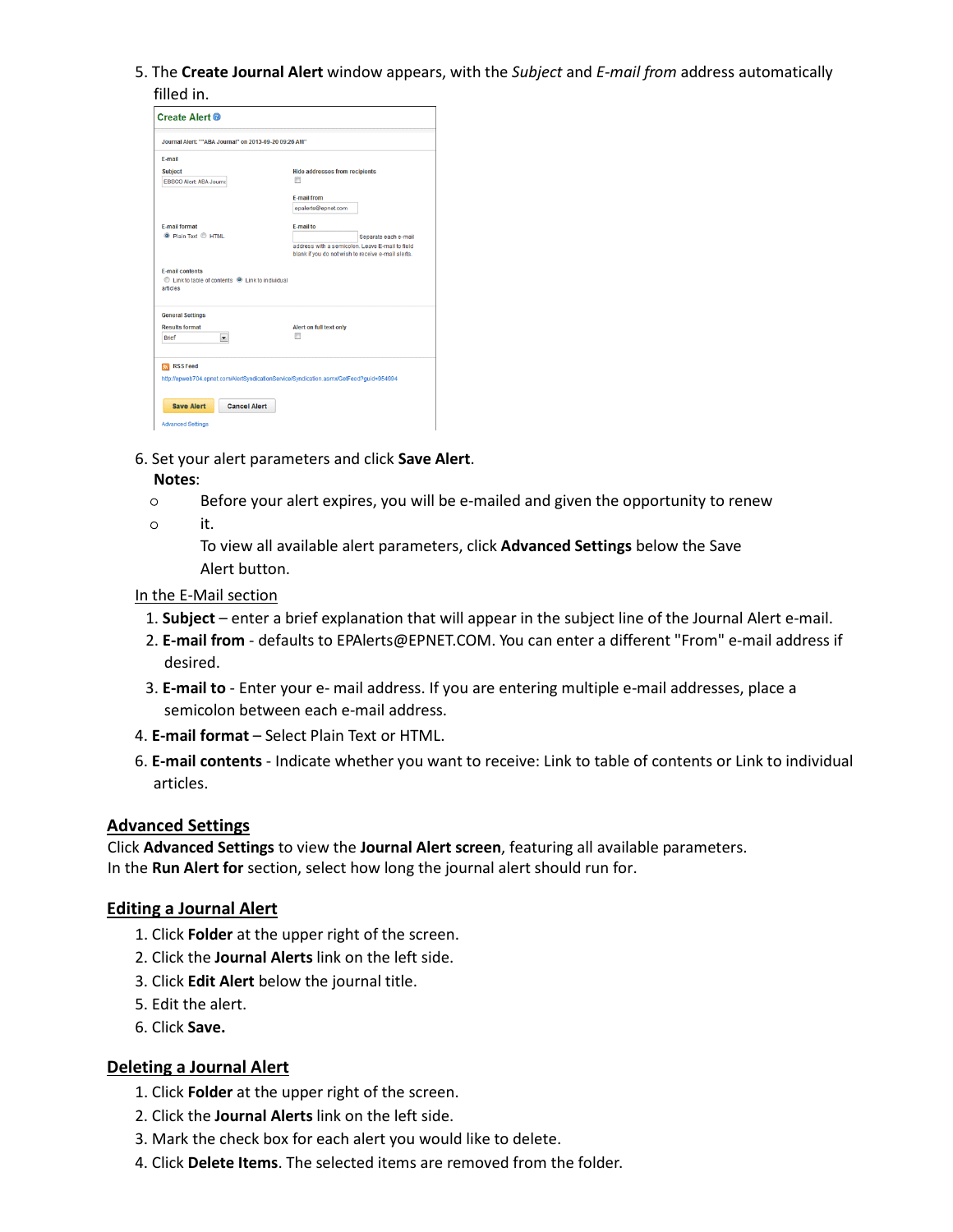5. The **Create Journal Alert** window appears, with the *Subject* and *E-mail from* address automatically filled in.

6. Set your alert parameters and click **Save Alert**.

   **Notes**:

   - Before your alert expires, you will be e-mailed and given the opportunity to renew it.
   - To view all available alert parameters, click **Advanced Settings** below the Save Alert button.

In the E-Mail section

1. **Subject** – enter a brief explanation that will appear in the subject line of the Journal Alert e-mail.
2. **E-mail from** - defaults to EPAlerts@EPNET.COM. You can enter a different "From" e-mail address if desired.
3. **E-mail to** - Enter your e- mail address. If you are entering multiple e-mail addresses, place a semicolon between each e-mail address.
4. **E-mail format** – Select Plain Text or HTML.
6. **E-mail contents** - Indicate whether you want to receive: Link to table of contents or Link to individual articles.

## Advanced Settings

Click **Advanced Settings** to view the **Journal Alert screen**, featuring all available parameters.
In the **Run Alert for** section, select how long the journal alert should run for.

## Editing a Journal Alert

1. Click **Folder** at the upper right of the screen.
2. Click the **Journal Alerts** link on the left side.
3. Click **Edit Alert** below the journal title.
5. Edit the alert.
6. Click **Save.**

## Deleting a Journal Alert

1. Click **Folder** at the upper right of the screen.
2. Click the **Journal Alerts** link on the left side.
3. Mark the check box for each alert you would like to delete.
4. Click **Delete Items**. The selected items are removed from the folder.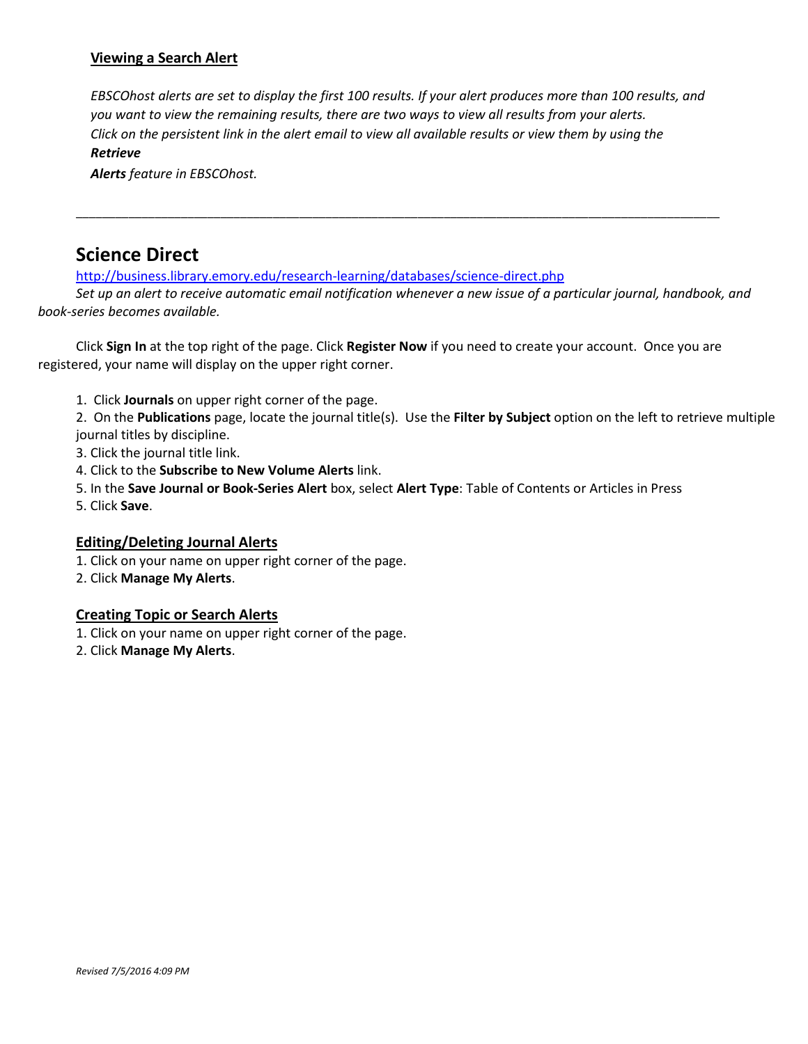### Viewing a Search Alert

*EBSCOhost alerts are set to display the first 100 results. If your alert produces more than 100 results, and you want to view the remaining results, there are two ways to view all results from your alerts. Click on the persistent link in the alert email to view all available results or view them by using the* ***Retrieve Alerts*** *feature in EBSCOhost.*

---

## Science Direct

http://business.library.emory.edu/research-learning/databases/science-direct.php

*Set up an alert to receive automatic email notification whenever a new issue of a particular journal, handbook, and book-series becomes available.*

Click **Sign In** at the top right of the page. Click **Register Now** if you need to create your account. Once you are registered, your name will display on the upper right corner.

1. Click **Journals** on upper right corner of the page.
2. On the **Publications** page, locate the journal title(s). Use the **Filter by Subject** option on the left to retrieve multiple journal titles by discipline.
3. Click the journal title link.
4. Click to the **Subscribe to New Volume Alerts** link.
5. In the **Save Journal or Book-Series Alert** box, select **Alert Type**: Table of Contents or Articles in Press
5. Click **Save**.

### Editing/Deleting Journal Alerts

1. Click on your name on upper right corner of the page.
2. Click **Manage My Alerts**.

### Creating Topic or Search Alerts

1. Click on your name on upper right corner of the page.
2. Click **Manage My Alerts**.

*Revised 7/5/2016 4:09 PM*